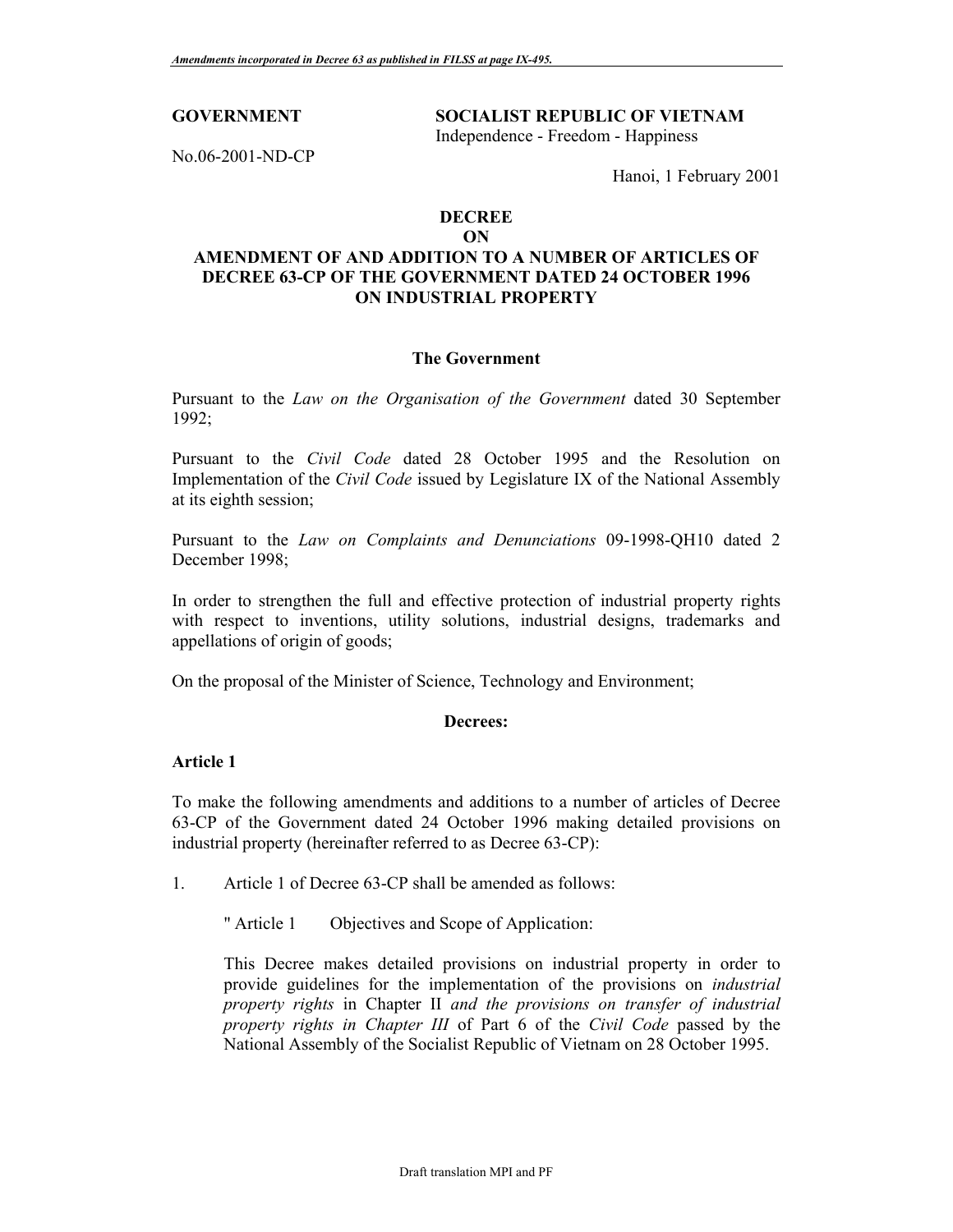**GOVERNMENT**

No.06-2001-ND-CP

**SOCIALIST REPUBLIC OF VIETNAM**
Independence - Freedom - Happiness

Hanoi, 1 February 2001

# DECREE
# ON
# AMENDMENT OF AND ADDITION TO A NUMBER OF ARTICLES OF DECREE 63-CP OF THE GOVERNMENT DATED 24 OCTOBER 1996 ON INDUSTRIAL PROPERTY

**The Government**

Pursuant to the *Law on the Organisation of the Government* dated 30 September 1992;

Pursuant to the *Civil Code* dated 28 October 1995 and the Resolution on Implementation of the *Civil Code* issued by Legislature IX of the National Assembly at its eighth session;

Pursuant to the *Law on Complaints and Denunciations* 09-1998-QH10 dated 2 December 1998;

In order to strengthen the full and effective protection of industrial property rights with respect to inventions, utility solutions, industrial designs, trademarks and appellations of origin of goods;

On the proposal of the Minister of Science, Technology and Environment;

**Decrees:**

## Article 1

To make the following amendments and additions to a number of articles of Decree 63-CP of the Government dated 24 October 1996 making detailed provisions on industrial property (hereinafter referred to as Decree 63-CP):

1. Article 1 of Decree 63-CP shall be amended as follows:

   " Article 1 Objectives and Scope of Application:

   This Decree makes detailed provisions on industrial property in order to provide guidelines for the implementation of the provisions on *industrial property rights* in Chapter II *and the provisions on transfer of industrial property rights in Chapter III* of Part 6 of the *Civil Code* passed by the National Assembly of the Socialist Republic of Vietnam on 28 October 1995.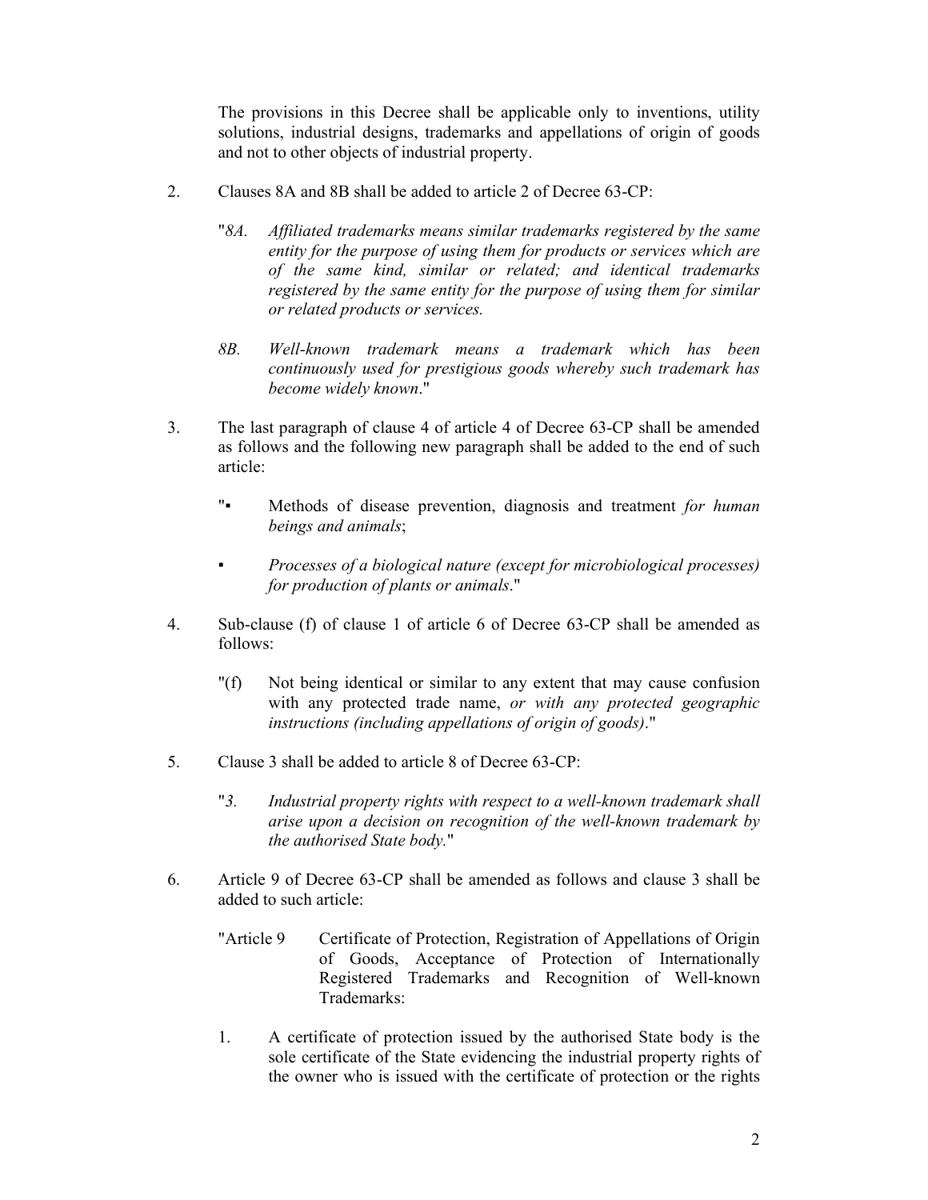The provisions in this Decree shall be applicable only to inventions, utility solutions, industrial designs, trademarks and appellations of origin of goods and not to other objects of industrial property.

2. Clauses 8A and 8B shall be added to article 2 of Decree 63-CP:

   "*8A. Affiliated trademarks means similar trademarks registered by the same entity for the purpose of using them for products or services which are of the same kind, similar or related; and identical trademarks registered by the same entity for the purpose of using them for similar or related products or services.*

   *8B. Well-known trademark means a trademark which has been continuously used for prestigious goods whereby such trademark has become widely known*."

3. The last paragraph of clause 4 of article 4 of Decree 63-CP shall be amended as follows and the following new paragraph shall be added to the end of such article:

   "▪ Methods of disease prevention, diagnosis and treatment *for human beings and animals*;

   ▪ *Processes of a biological nature (except for microbiological processes) for production of plants or animals*."

4. Sub-clause (f) of clause 1 of article 6 of Decree 63-CP shall be amended as follows:

   "(f) Not being identical or similar to any extent that may cause confusion with any protected trade name, *or with any protected geographic instructions (including appellations of origin of goods)*."

5. Clause 3 shall be added to article 8 of Decree 63-CP:

   "*3. Industrial property rights with respect to a well-known trademark shall arise upon a decision on recognition of the well-known trademark by the authorised State body.*"

6. Article 9 of Decree 63-CP shall be amended as follows and clause 3 shall be added to such article:

   "Article 9 Certificate of Protection, Registration of Appellations of Origin of Goods, Acceptance of Protection of Internationally Registered Trademarks and Recognition of Well-known Trademarks:

   1. A certificate of protection issued by the authorised State body is the sole certificate of the State evidencing the industrial property rights of the owner who is issued with the certificate of protection or the rights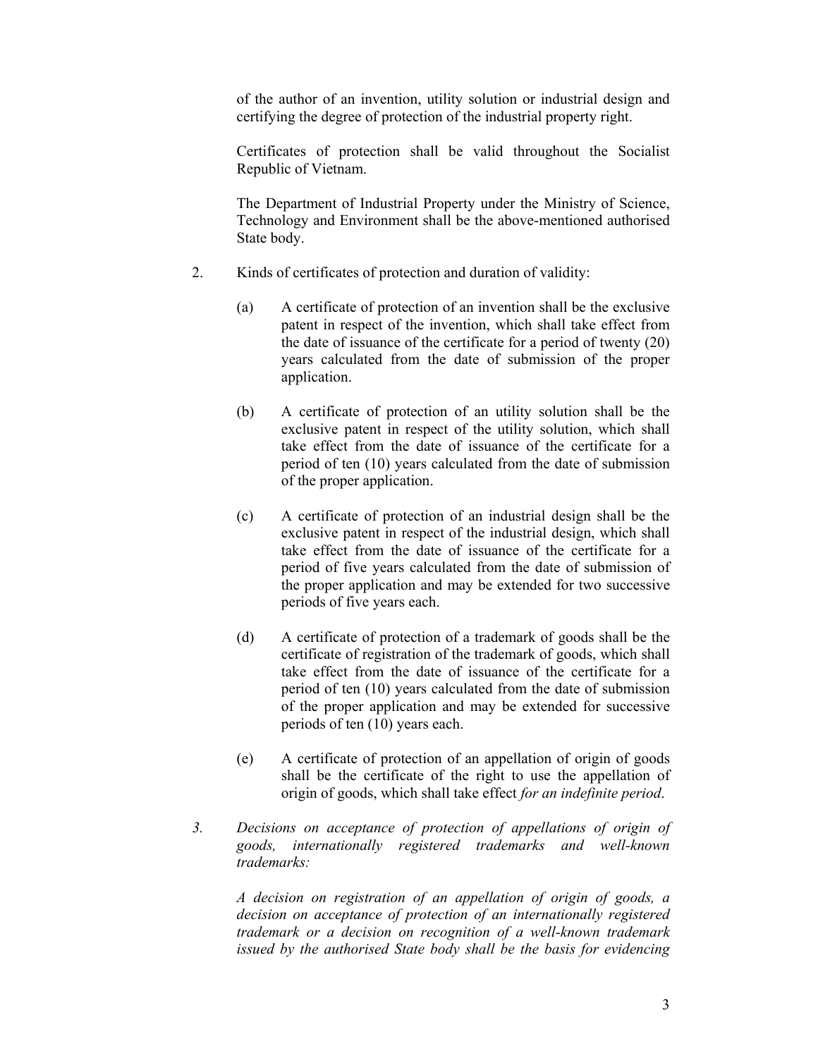of the author of an invention, utility solution or industrial design and certifying the degree of protection of the industrial property right.

Certificates of protection shall be valid throughout the Socialist Republic of Vietnam.

The Department of Industrial Property under the Ministry of Science, Technology and Environment shall be the above-mentioned authorised State body.

2. Kinds of certificates of protection and duration of validity:

   (a) A certificate of protection of an invention shall be the exclusive patent in respect of the invention, which shall take effect from the date of issuance of the certificate for a period of twenty (20) years calculated from the date of submission of the proper application.

   (b) A certificate of protection of an utility solution shall be the exclusive patent in respect of the utility solution, which shall take effect from the date of issuance of the certificate for a period of ten (10) years calculated from the date of submission of the proper application.

   (c) A certificate of protection of an industrial design shall be the exclusive patent in respect of the industrial design, which shall take effect from the date of issuance of the certificate for a period of five years calculated from the date of submission of the proper application and may be extended for two successive periods of five years each.

   (d) A certificate of protection of a trademark of goods shall be the certificate of registration of the trademark of goods, which shall take effect from the date of issuance of the certificate for a period of ten (10) years calculated from the date of submission of the proper application and may be extended for successive periods of ten (10) years each.

   (e) A certificate of protection of an appellation of origin of goods shall be the certificate of the right to use the appellation of origin of goods, which shall take effect *for an indefinite period*.

*3. Decisions on acceptance of protection of appellations of origin of goods, internationally registered trademarks and well-known trademarks:*

*A decision on registration of an appellation of origin of goods, a decision on acceptance of protection of an internationally registered trademark or a decision on recognition of a well-known trademark issued by the authorised State body shall be the basis for evidencing*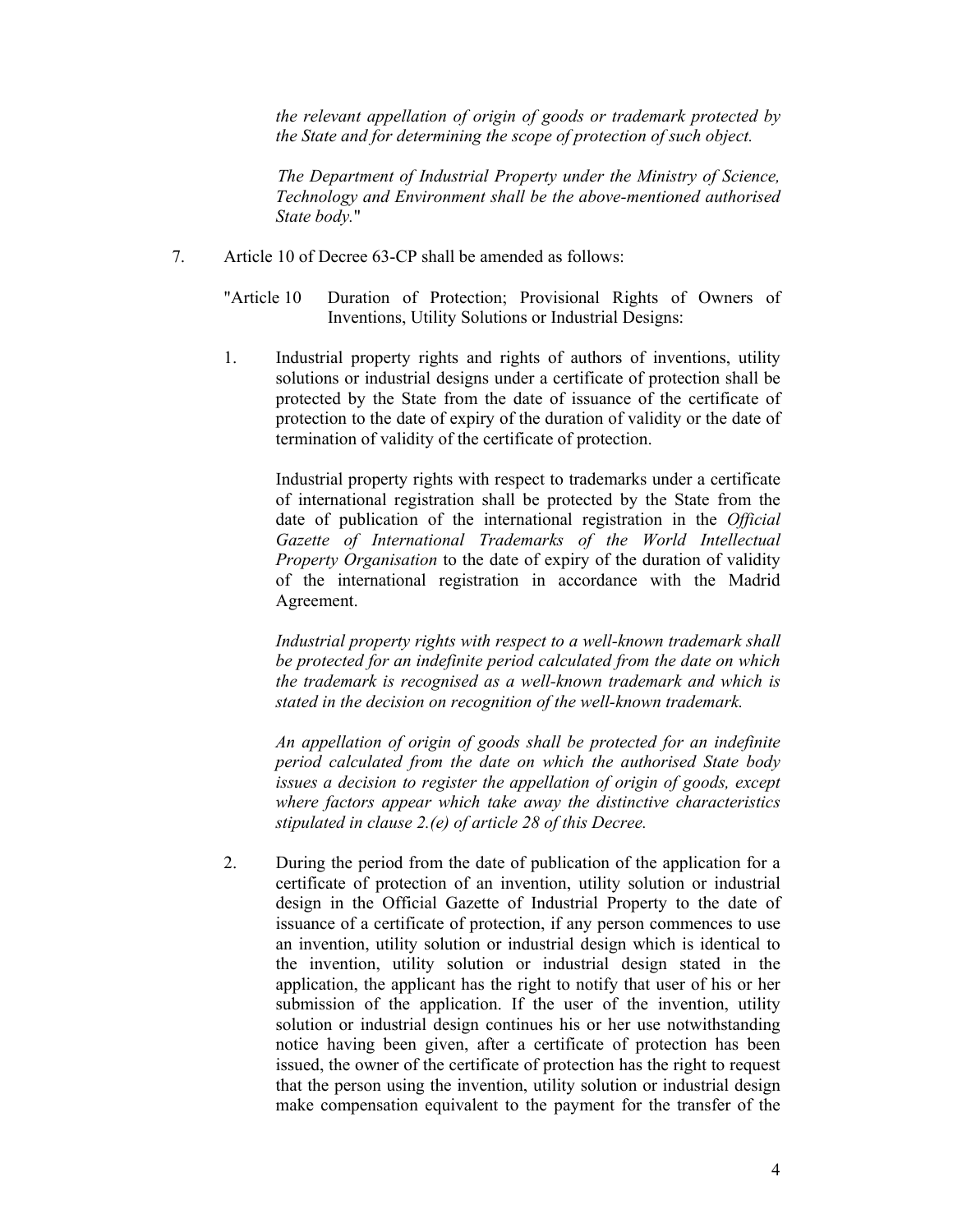*the relevant appellation of origin of goods or trademark protected by the State and for determining the scope of protection of such object.*

*The Department of Industrial Property under the Ministry of Science, Technology and Environment shall be the above-mentioned authorised State body.*"

7. Article 10 of Decree 63-CP shall be amended as follows:

"Article 10 Duration of Protection; Provisional Rights of Owners of Inventions, Utility Solutions or Industrial Designs:

1. Industrial property rights and rights of authors of inventions, utility solutions or industrial designs under a certificate of protection shall be protected by the State from the date of issuance of the certificate of protection to the date of expiry of the duration of validity or the date of termination of validity of the certificate of protection.

   Industrial property rights with respect to trademarks under a certificate of international registration shall be protected by the State from the date of publication of the international registration in the *Official Gazette of International Trademarks of the World Intellectual Property Organisation* to the date of expiry of the duration of validity of the international registration in accordance with the Madrid Agreement.

   *Industrial property rights with respect to a well-known trademark shall be protected for an indefinite period calculated from the date on which the trademark is recognised as a well-known trademark and which is stated in the decision on recognition of the well-known trademark.*

   *An appellation of origin of goods shall be protected for an indefinite period calculated from the date on which the authorised State body issues a decision to register the appellation of origin of goods, except where factors appear which take away the distinctive characteristics stipulated in clause 2.(e) of article 28 of this Decree.*

2. During the period from the date of publication of the application for a certificate of protection of an invention, utility solution or industrial design in the Official Gazette of Industrial Property to the date of issuance of a certificate of protection, if any person commences to use an invention, utility solution or industrial design which is identical to the invention, utility solution or industrial design stated in the application, the applicant has the right to notify that user of his or her submission of the application. If the user of the invention, utility solution or industrial design continues his or her use notwithstanding notice having been given, after a certificate of protection has been issued, the owner of the certificate of protection has the right to request that the person using the invention, utility solution or industrial design make compensation equivalent to the payment for the transfer of the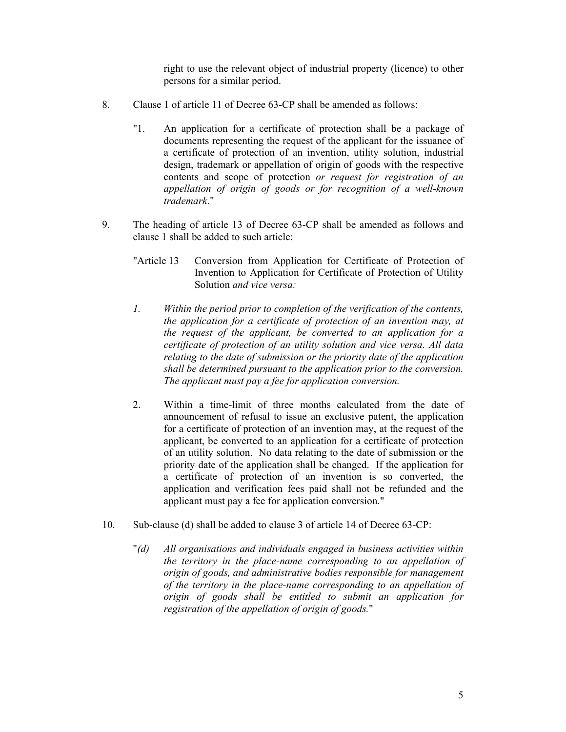right to use the relevant object of industrial property (licence) to other persons for a similar period.

8. Clause 1 of article 11 of Decree 63-CP shall be amended as follows:

"1. An application for a certificate of protection shall be a package of documents representing the request of the applicant for the issuance of a certificate of protection of an invention, utility solution, industrial design, trademark or appellation of origin of goods with the respective contents and scope of protection *or request for registration of an appellation of origin of goods or for recognition of a well-known trademark*."

9. The heading of article 13 of Decree 63-CP shall be amended as follows and clause 1 shall be added to such article:

"Article 13 Conversion from Application for Certificate of Protection of Invention to Application for Certificate of Protection of Utility Solution *and vice versa:*

*1. Within the period prior to completion of the verification of the contents, the application for a certificate of protection of an invention may, at the request of the applicant, be converted to an application for a certificate of protection of an utility solution and vice versa. All data relating to the date of submission or the priority date of the application shall be determined pursuant to the application prior to the conversion. The applicant must pay a fee for application conversion.*

2. Within a time-limit of three months calculated from the date of announcement of refusal to issue an exclusive patent, the application for a certificate of protection of an invention may, at the request of the applicant, be converted to an application for a certificate of protection of an utility solution. No data relating to the date of submission or the priority date of the application shall be changed. If the application for a certificate of protection of an invention is so converted, the application and verification fees paid shall not be refunded and the applicant must pay a fee for application conversion."

10. Sub-clause (d) shall be added to clause 3 of article 14 of Decree 63-CP:

"*(d) All organisations and individuals engaged in business activities within the territory in the place-name corresponding to an appellation of origin of goods, and administrative bodies responsible for management of the territory in the place-name corresponding to an appellation of origin of goods shall be entitled to submit an application for registration of the appellation of origin of goods.*"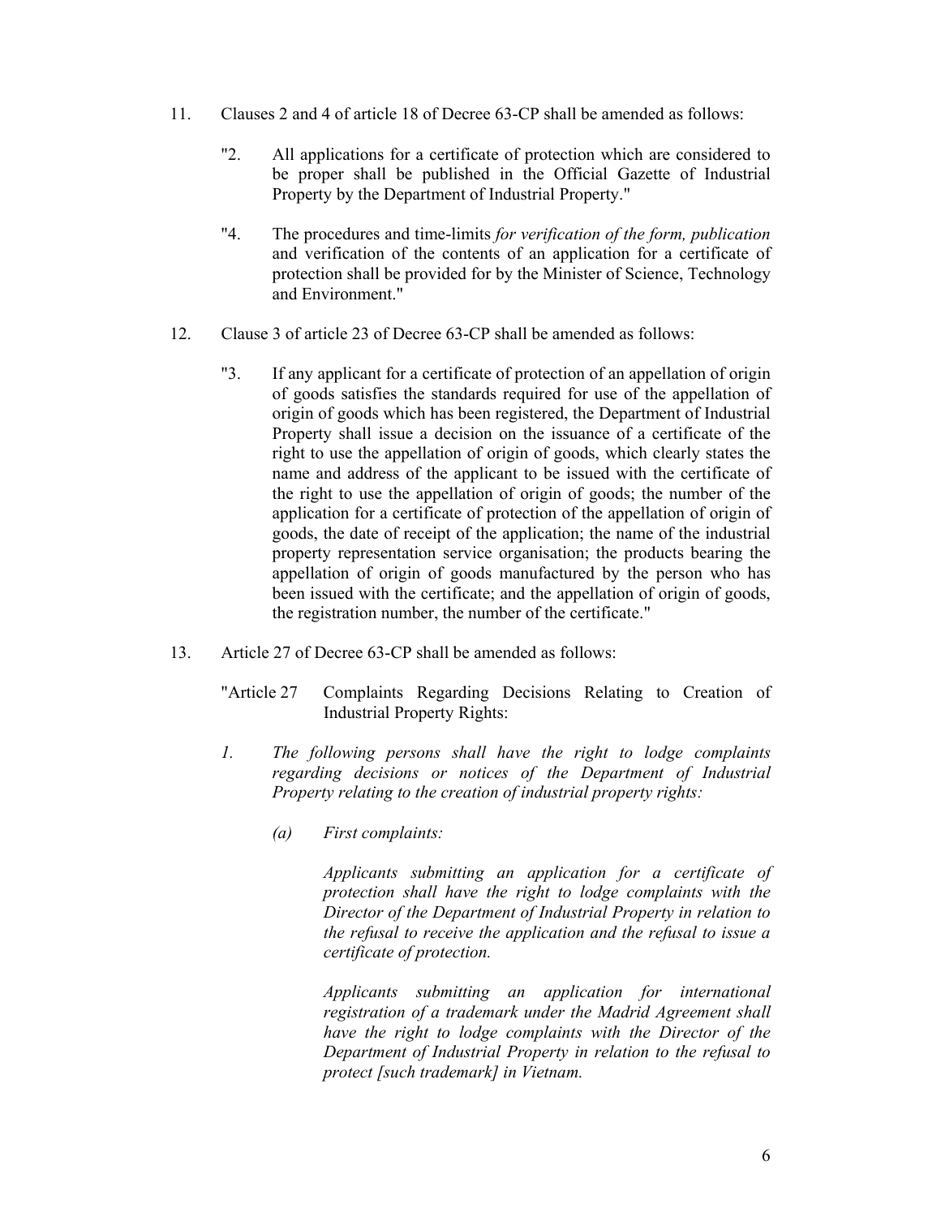11. Clauses 2 and 4 of article 18 of Decree 63-CP shall be amended as follows:

    "2. All applications for a certificate of protection which are considered to be proper shall be published in the Official Gazette of Industrial Property by the Department of Industrial Property."

    "4. The procedures and time-limits *for verification of the form, publication* and verification of the contents of an application for a certificate of protection shall be provided for by the Minister of Science, Technology and Environment."

12. Clause 3 of article 23 of Decree 63-CP shall be amended as follows:

    "3. If any applicant for a certificate of protection of an appellation of origin of goods satisfies the standards required for use of the appellation of origin of goods which has been registered, the Department of Industrial Property shall issue a decision on the issuance of a certificate of the right to use the appellation of origin of goods, which clearly states the name and address of the applicant to be issued with the certificate of the right to use the appellation of origin of goods; the number of the application for a certificate of protection of the appellation of origin of goods, the date of receipt of the application; the name of the industrial property representation service organisation; the products bearing the appellation of origin of goods manufactured by the person who has been issued with the certificate; and the appellation of origin of goods, the registration number, the number of the certificate."

13. Article 27 of Decree 63-CP shall be amended as follows:

    "Article 27 Complaints Regarding Decisions Relating to Creation of Industrial Property Rights:

    *1. The following persons shall have the right to lodge complaints regarding decisions or notices of the Department of Industrial Property relating to the creation of industrial property rights:*

    *(a) First complaints:*

    *Applicants submitting an application for a certificate of protection shall have the right to lodge complaints with the Director of the Department of Industrial Property in relation to the refusal to receive the application and the refusal to issue a certificate of protection.*

    *Applicants submitting an application for international registration of a trademark under the Madrid Agreement shall have the right to lodge complaints with the Director of the Department of Industrial Property in relation to the refusal to protect [such trademark] in Vietnam.*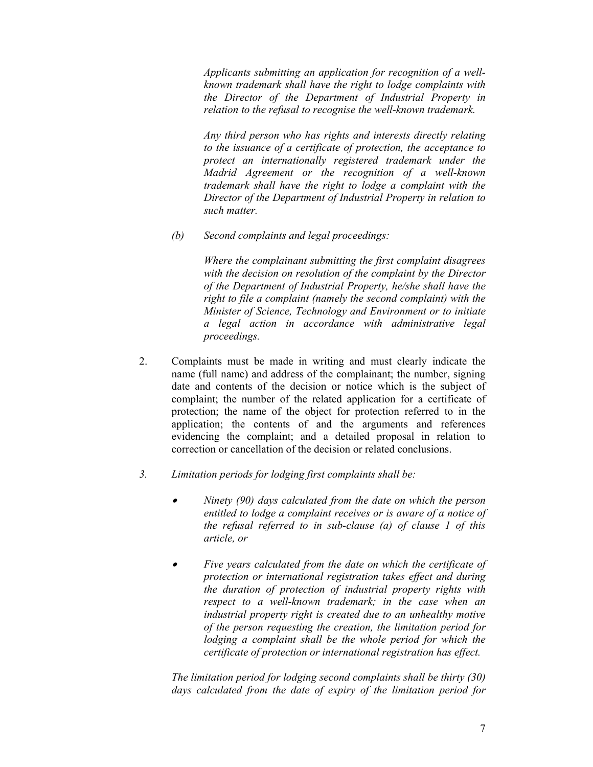*Applicants submitting an application for recognition of a well-known trademark shall have the right to lodge complaints with the Director of the Department of Industrial Property in relation to the refusal to recognise the well-known trademark.*

*Any third person who has rights and interests directly relating to the issuance of a certificate of protection, the acceptance to protect an internationally registered trademark under the Madrid Agreement or the recognition of a well-known trademark shall have the right to lodge a complaint with the Director of the Department of Industrial Property in relation to such matter.*

*(b) Second complaints and legal proceedings:*

*Where the complainant submitting the first complaint disagrees with the decision on resolution of the complaint by the Director of the Department of Industrial Property, he/she shall have the right to file a complaint (namely the second complaint) with the Minister of Science, Technology and Environment or to initiate a legal action in accordance with administrative legal proceedings.*

2. Complaints must be made in writing and must clearly indicate the name (full name) and address of the complainant; the number, signing date and contents of the decision or notice which is the subject of complaint; the number of the related application for a certificate of protection; the name of the object for protection referred to in the application; the contents of and the arguments and references evidencing the complaint; and a detailed proposal in relation to correction or cancellation of the decision or related conclusions.

*3. Limitation periods for lodging first complaints shall be:*

- *Ninety (90) days calculated from the date on which the person entitled to lodge a complaint receives or is aware of a notice of the refusal referred to in sub-clause (a) of clause 1 of this article, or*
- *Five years calculated from the date on which the certificate of protection or international registration takes effect and during the duration of protection of industrial property rights with respect to a well-known trademark; in the case when an industrial property right is created due to an unhealthy motive of the person requesting the creation, the limitation period for lodging a complaint shall be the whole period for which the certificate of protection or international registration has effect.*

*The limitation period for lodging second complaints shall be thirty (30) days calculated from the date of expiry of the limitation period for*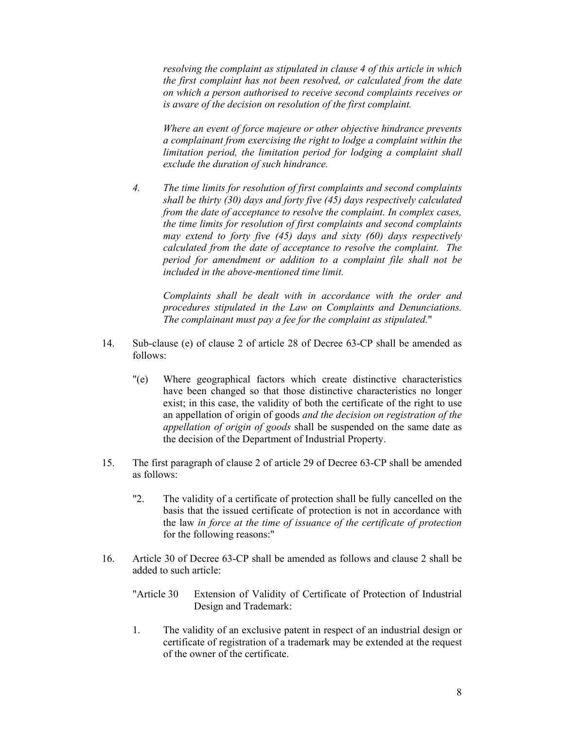*resolving the complaint as stipulated in clause 4 of this article in which the first complaint has not been resolved, or calculated from the date on which a person authorised to receive second complaints receives or is aware of the decision on resolution of the first complaint.*

*Where an event of force majeure or other objective hindrance prevents a complainant from exercising the right to lodge a complaint within the limitation period, the limitation period for lodging a complaint shall exclude the duration of such hindrance.*

*4. The time limits for resolution of first complaints and second complaints shall be thirty (30) days and forty five (45) days respectively calculated from the date of acceptance to resolve the complaint. In complex cases, the time limits for resolution of first complaints and second complaints may extend to forty five (45) days and sixty (60) days respectively calculated from the date of acceptance to resolve the complaint. The period for amendment or addition to a complaint file shall not be included in the above-mentioned time limit.*

*Complaints shall be dealt with in accordance with the order and procedures stipulated in the Law on Complaints and Denunciations. The complainant must pay a fee for the complaint as stipulated.*"

14. Sub-clause (e) of clause 2 of article 28 of Decree 63-CP shall be amended as follows:

"(e) Where geographical factors which create distinctive characteristics have been changed so that those distinctive characteristics no longer exist; in this case, the validity of both the certificate of the right to use an appellation of origin of goods *and the decision on registration of the appellation of origin of goods* shall be suspended on the same date as the decision of the Department of Industrial Property.

15. The first paragraph of clause 2 of article 29 of Decree 63-CP shall be amended as follows:

"2. The validity of a certificate of protection shall be fully cancelled on the basis that the issued certificate of protection is not in accordance with the law *in force at the time of issuance of the certificate of protection* for the following reasons:"

16. Article 30 of Decree 63-CP shall be amended as follows and clause 2 shall be added to such article:

"Article 30 Extension of Validity of Certificate of Protection of Industrial Design and Trademark:

1. The validity of an exclusive patent in respect of an industrial design or certificate of registration of a trademark may be extended at the request of the owner of the certificate.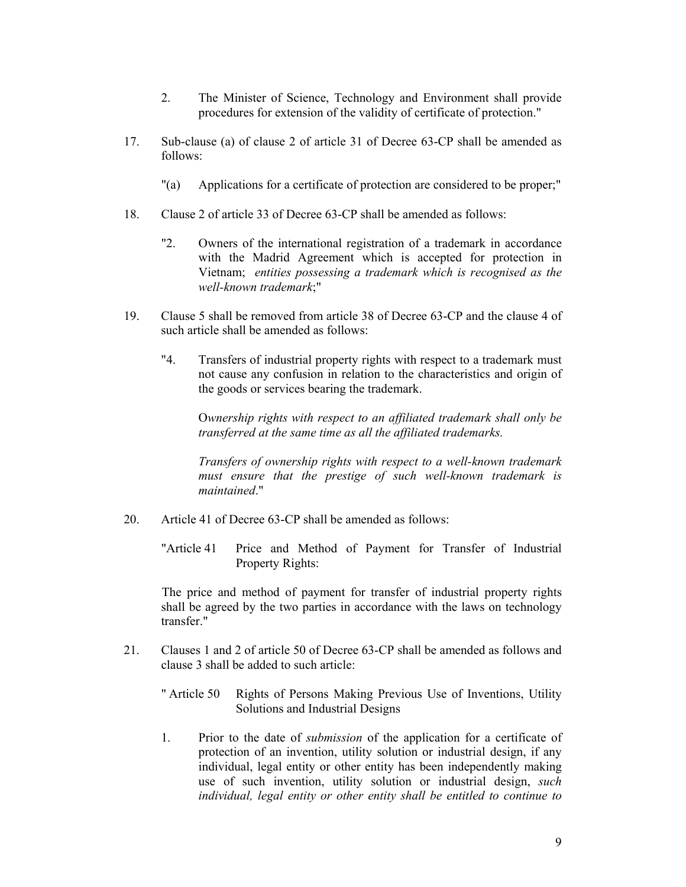2. The Minister of Science, Technology and Environment shall provide procedures for extension of the validity of certificate of protection."

17. Sub-clause (a) of clause 2 of article 31 of Decree 63-CP shall be amended as follows:

    "(a) Applications for a certificate of protection are considered to be proper;"

18. Clause 2 of article 33 of Decree 63-CP shall be amended as follows:

    "2. Owners of the international registration of a trademark in accordance with the Madrid Agreement which is accepted for protection in Vietnam; *entities possessing a trademark which is recognised as the well-known trademark*;"

19. Clause 5 shall be removed from article 38 of Decree 63-CP and the clause 4 of such article shall be amended as follows:

    "4. Transfers of industrial property rights with respect to a trademark must not cause any confusion in relation to the characteristics and origin of the goods or services bearing the trademark.

    O*wnership rights with respect to an affiliated trademark shall only be transferred at the same time as all the affiliated trademarks.*

    *Transfers of ownership rights with respect to a well-known trademark must ensure that the prestige of such well-known trademark is maintained*."

20. Article 41 of Decree 63-CP shall be amended as follows:

    "Article 41 Price and Method of Payment for Transfer of Industrial Property Rights:

    The price and method of payment for transfer of industrial property rights shall be agreed by the two parties in accordance with the laws on technology transfer."

21. Clauses 1 and 2 of article 50 of Decree 63-CP shall be amended as follows and clause 3 shall be added to such article:

    " Article 50 Rights of Persons Making Previous Use of Inventions, Utility Solutions and Industrial Designs

    1. Prior to the date of *submission* of the application for a certificate of protection of an invention, utility solution or industrial design, if any individual, legal entity or other entity has been independently making use of such invention, utility solution or industrial design, *such individual, legal entity or other entity shall be entitled to continue to*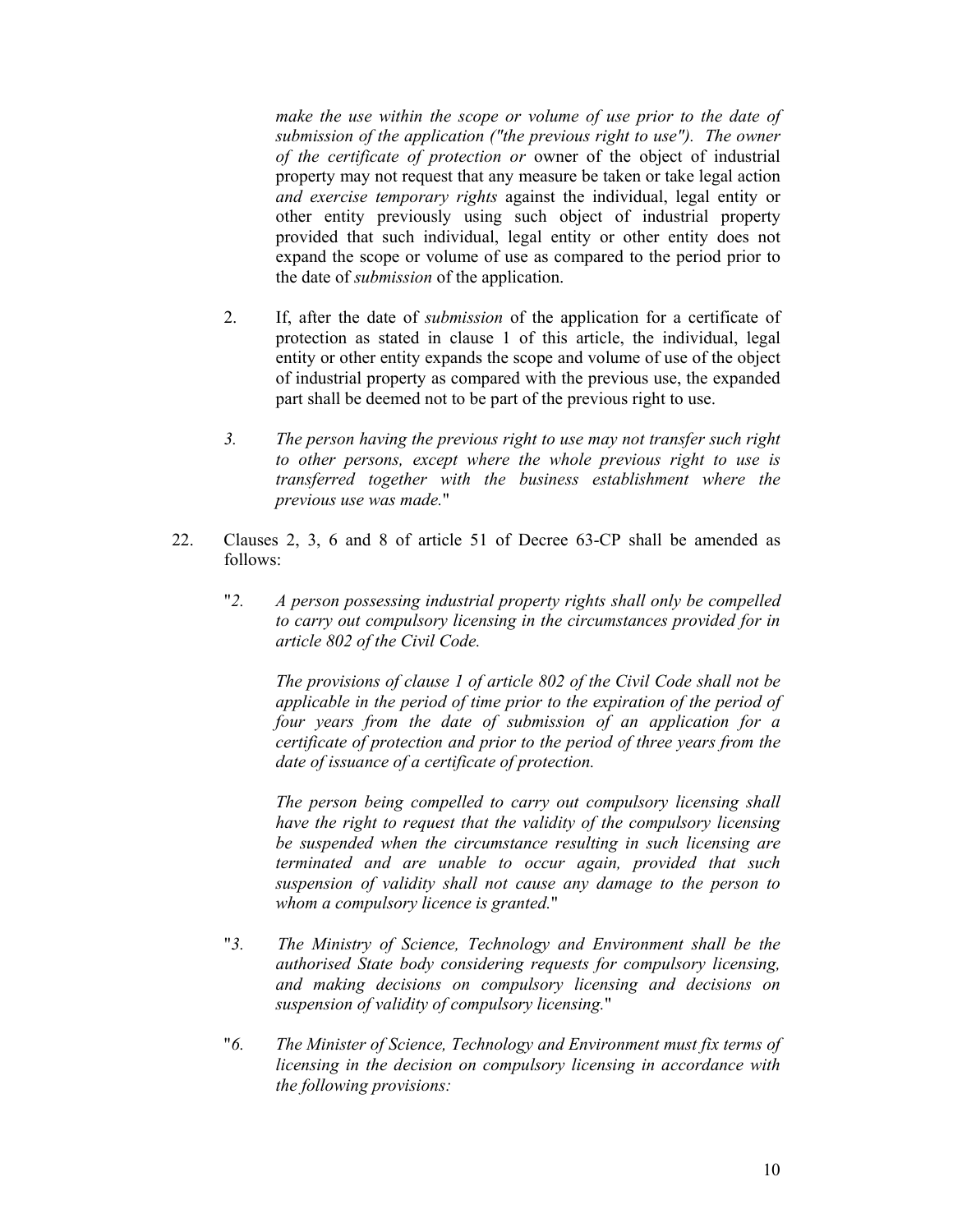*make the use within the scope or volume of use prior to the date of submission of the application ("the previous right to use"). The owner of the certificate of protection or* owner of the object of industrial property may not request that any measure be taken or take legal action *and exercise temporary rights* against the individual, legal entity or other entity previously using such object of industrial property provided that such individual, legal entity or other entity does not expand the scope or volume of use as compared to the period prior to the date of *submission* of the application.

2. If, after the date of *submission* of the application for a certificate of protection as stated in clause 1 of this article, the individual, legal entity or other entity expands the scope and volume of use of the object of industrial property as compared with the previous use, the expanded part shall be deemed not to be part of the previous right to use.

*3. The person having the previous right to use may not transfer such right to other persons, except where the whole previous right to use is transferred together with the business establishment where the previous use was made.*"

22. Clauses 2, 3, 6 and 8 of article 51 of Decree 63-CP shall be amended as follows:

"*2. A person possessing industrial property rights shall only be compelled to carry out compulsory licensing in the circumstances provided for in article 802 of the Civil Code.*

*The provisions of clause 1 of article 802 of the Civil Code shall not be applicable in the period of time prior to the expiration of the period of four years from the date of submission of an application for a certificate of protection and prior to the period of three years from the date of issuance of a certificate of protection.*

*The person being compelled to carry out compulsory licensing shall have the right to request that the validity of the compulsory licensing be suspended when the circumstance resulting in such licensing are terminated and are unable to occur again, provided that such suspension of validity shall not cause any damage to the person to whom a compulsory licence is granted.*"

"*3. The Ministry of Science, Technology and Environment shall be the authorised State body considering requests for compulsory licensing, and making decisions on compulsory licensing and decisions on suspension of validity of compulsory licensing.*"

"*6. The Minister of Science, Technology and Environment must fix terms of licensing in the decision on compulsory licensing in accordance with the following provisions:*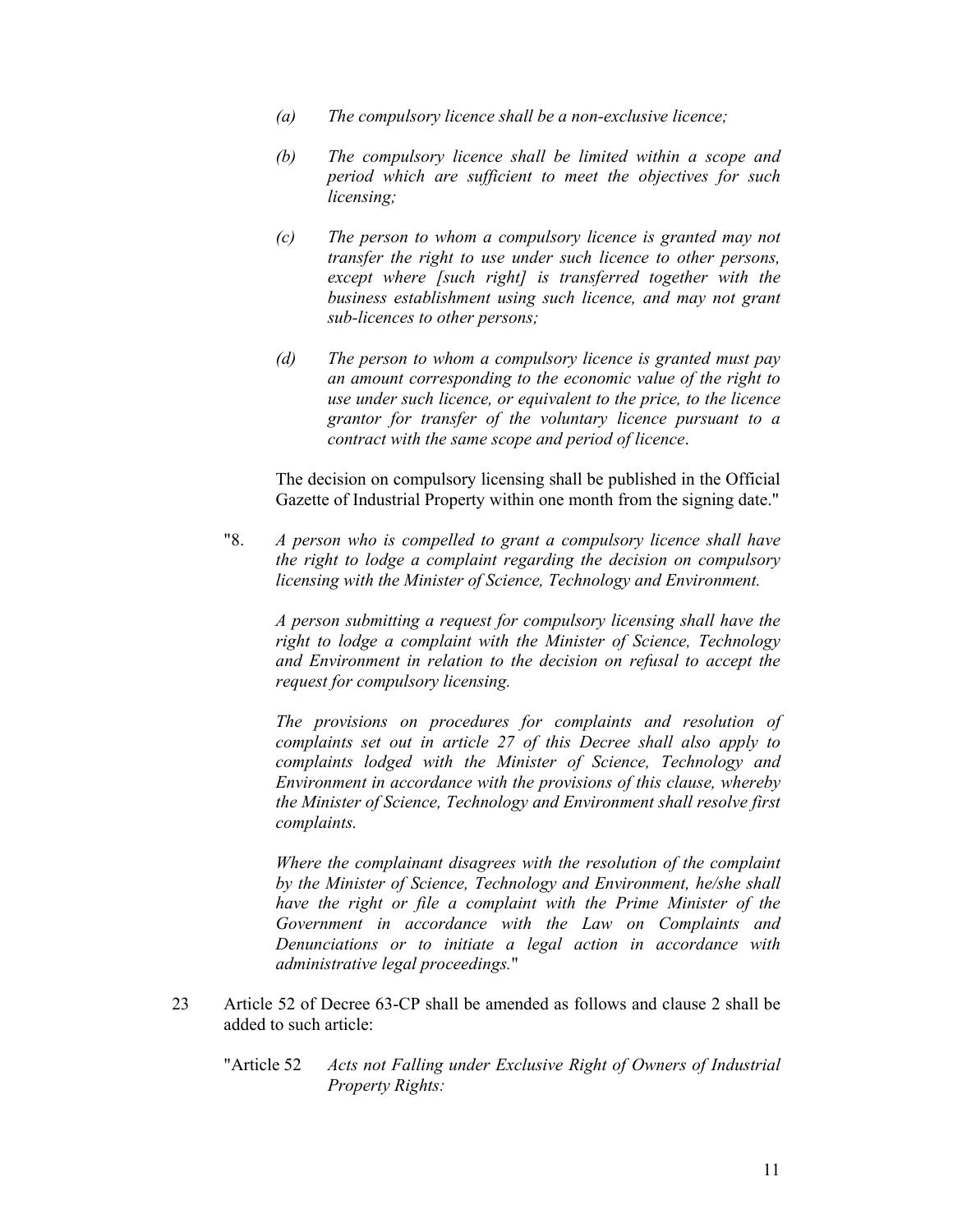*(a) The compulsory licence shall be a non-exclusive licence;*

*(b) The compulsory licence shall be limited within a scope and period which are sufficient to meet the objectives for such licensing;*

*(c) The person to whom a compulsory licence is granted may not transfer the right to use under such licence to other persons, except where [such right] is transferred together with the business establishment using such licence, and may not grant sub-licences to other persons;*

*(d) The person to whom a compulsory licence is granted must pay an amount corresponding to the economic value of the right to use under such licence, or equivalent to the price, to the licence grantor for transfer of the voluntary licence pursuant to a contract with the same scope and period of licence.*

The decision on compulsory licensing shall be published in the Official Gazette of Industrial Property within one month from the signing date."

"8. *A person who is compelled to grant a compulsory licence shall have the right to lodge a complaint regarding the decision on compulsory licensing with the Minister of Science, Technology and Environment.*

*A person submitting a request for compulsory licensing shall have the right to lodge a complaint with the Minister of Science, Technology and Environment in relation to the decision on refusal to accept the request for compulsory licensing.*

*The provisions on procedures for complaints and resolution of complaints set out in article 27 of this Decree shall also apply to complaints lodged with the Minister of Science, Technology and Environment in accordance with the provisions of this clause, whereby the Minister of Science, Technology and Environment shall resolve first complaints.*

*Where the complainant disagrees with the resolution of the complaint by the Minister of Science, Technology and Environment, he/she shall have the right or file a complaint with the Prime Minister of the Government in accordance with the Law on Complaints and Denunciations or to initiate a legal action in accordance with administrative legal proceedings.*"

23 Article 52 of Decree 63-CP shall be amended as follows and clause 2 shall be added to such article:

"Article 52 *Acts not Falling under Exclusive Right of Owners of Industrial Property Rights:*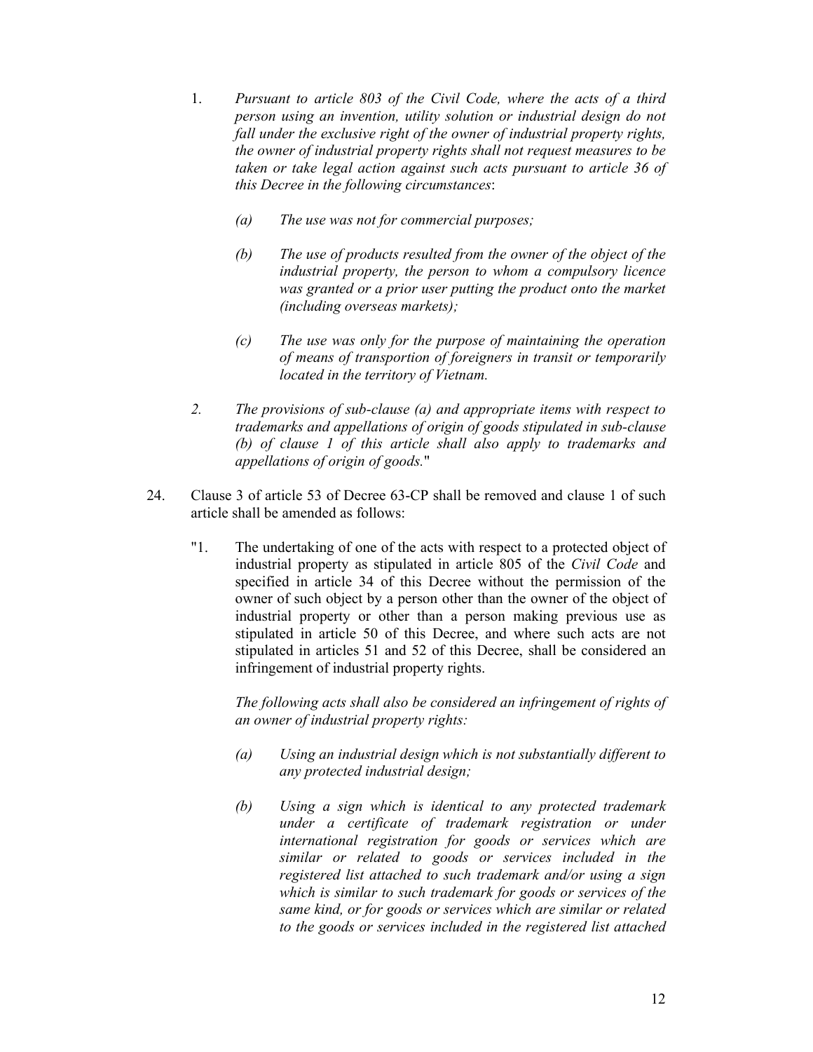1. *Pursuant to article 803 of the Civil Code, where the acts of a third person using an invention, utility solution or industrial design do not fall under the exclusive right of the owner of industrial property rights, the owner of industrial property rights shall not request measures to be taken or take legal action against such acts pursuant to article 36 of this Decree in the following circumstances*:

   (a) *The use was not for commercial purposes;*

   (b) *The use of products resulted from the owner of the object of the industrial property, the person to whom a compulsory licence was granted or a prior user putting the product onto the market (including overseas markets);*

   (c) *The use was only for the purpose of maintaining the operation of means of transportion of foreigners in transit or temporarily located in the territory of Vietnam.*

2. *The provisions of sub-clause (a) and appropriate items with respect to trademarks and appellations of origin of goods stipulated in sub-clause (b) of clause 1 of this article shall also apply to trademarks and appellations of origin of goods.*"

24. Clause 3 of article 53 of Decree 63-CP shall be removed and clause 1 of such article shall be amended as follows:

   "1. The undertaking of one of the acts with respect to a protected object of industrial property as stipulated in article 805 of the *Civil Code* and specified in article 34 of this Decree without the permission of the owner of such object by a person other than the owner of the object of industrial property or other than a person making previous use as stipulated in article 50 of this Decree, and where such acts are not stipulated in articles 51 and 52 of this Decree, shall be considered an infringement of industrial property rights.

   *The following acts shall also be considered an infringement of rights of an owner of industrial property rights:*

   (a) *Using an industrial design which is not substantially different to any protected industrial design;*

   (b) *Using a sign which is identical to any protected trademark under a certificate of trademark registration or under international registration for goods or services which are similar or related to goods or services included in the registered list attached to such trademark and/or using a sign which is similar to such trademark for goods or services of the same kind, or for goods or services which are similar or related to the goods or services included in the registered list attached*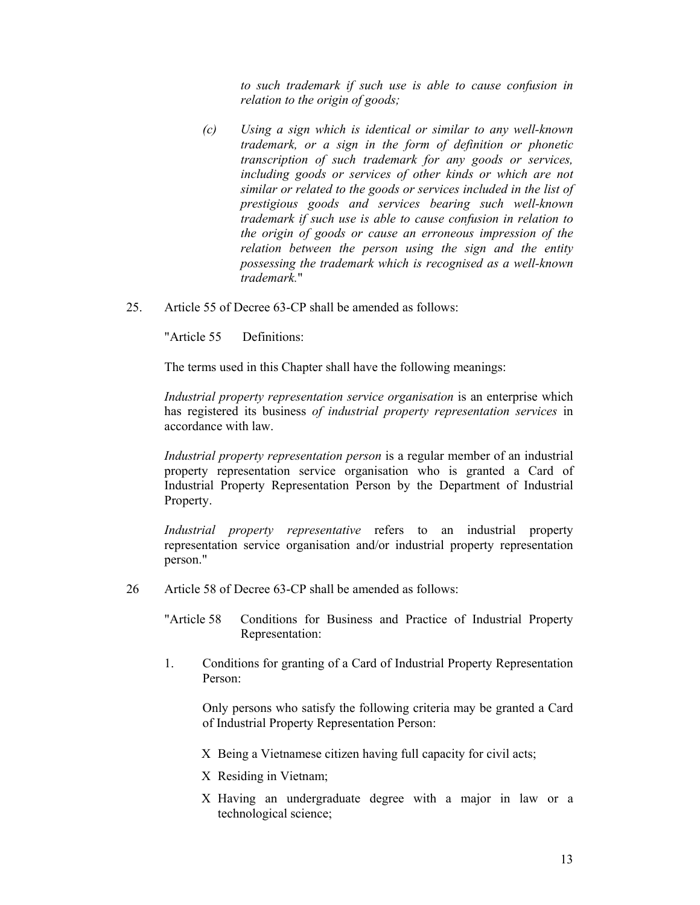*to such trademark if such use is able to cause confusion in relation to the origin of goods;*

*(c) Using a sign which is identical or similar to any well-known trademark, or a sign in the form of definition or phonetic transcription of such trademark for any goods or services, including goods or services of other kinds or which are not similar or related to the goods or services included in the list of prestigious goods and services bearing such well-known trademark if such use is able to cause confusion in relation to the origin of goods or cause an erroneous impression of the relation between the person using the sign and the entity possessing the trademark which is recognised as a well-known trademark.*"

25. Article 55 of Decree 63-CP shall be amended as follows:

"Article 55 Definitions:

The terms used in this Chapter shall have the following meanings:

*Industrial property representation service organisation* is an enterprise which has registered its business *of industrial property representation services* in accordance with law.

*Industrial property representation person* is a regular member of an industrial property representation service organisation who is granted a Card of Industrial Property Representation Person by the Department of Industrial Property.

*Industrial property representative* refers to an industrial property representation service organisation and/or industrial property representation person."

26 Article 58 of Decree 63-CP shall be amended as follows:

"Article 58 Conditions for Business and Practice of Industrial Property Representation:

1. Conditions for granting of a Card of Industrial Property Representation Person:

   Only persons who satisfy the following criteria may be granted a Card of Industrial Property Representation Person:

   - Being a Vietnamese citizen having full capacity for civil acts;
   - Residing in Vietnam;
   - Having an undergraduate degree with a major in law or a technological science;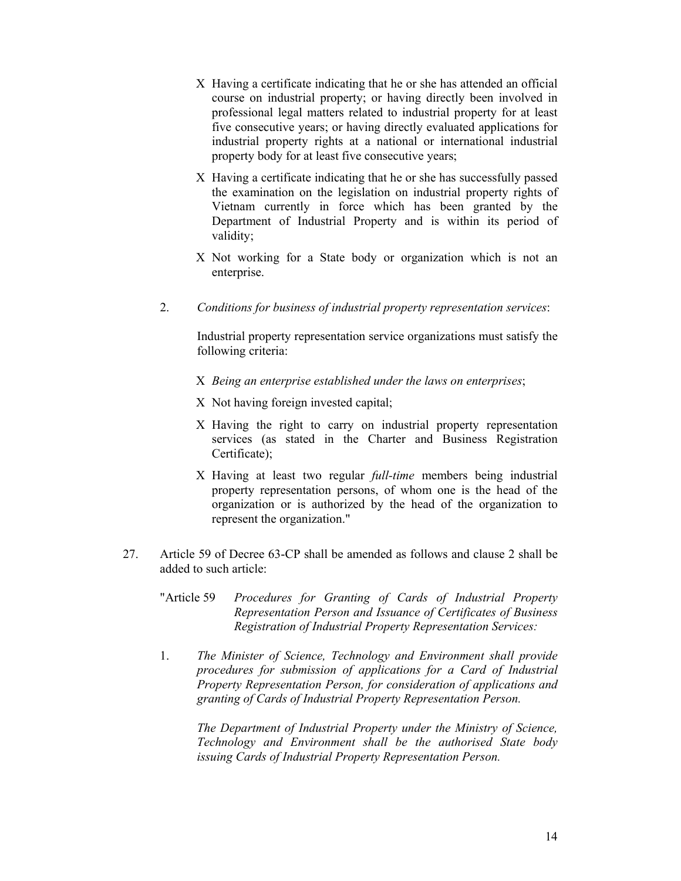- X Having a certificate indicating that he or she has attended an official course on industrial property; or having directly been involved in professional legal matters related to industrial property for at least five consecutive years; or having directly evaluated applications for industrial property rights at a national or international industrial property body for at least five consecutive years;
- X Having a certificate indicating that he or she has successfully passed the examination on the legislation on industrial property rights of Vietnam currently in force which has been granted by the Department of Industrial Property and is within its period of validity;
- X Not working for a State body or organization which is not an enterprise.

2. *Conditions for business of industrial property representation services*:

   Industrial property representation service organizations must satisfy the following criteria:

   - X *Being an enterprise established under the laws on enterprises*;
   - X Not having foreign invested capital;
   - X Having the right to carry on industrial property representation services (as stated in the Charter and Business Registration Certificate);
   - X Having at least two regular *full-time* members being industrial property representation persons, of whom one is the head of the organization or is authorized by the head of the organization to represent the organization."

27. Article 59 of Decree 63-CP shall be amended as follows and clause 2 shall be added to such article:

   "Article 59 *Procedures for Granting of Cards of Industrial Property Representation Person and Issuance of Certificates of Business Registration of Industrial Property Representation Services:*

   1. *The Minister of Science, Technology and Environment shall provide procedures for submission of applications for a Card of Industrial Property Representation Person, for consideration of applications and granting of Cards of Industrial Property Representation Person.*

      *The Department of Industrial Property under the Ministry of Science, Technology and Environment shall be the authorised State body issuing Cards of Industrial Property Representation Person.*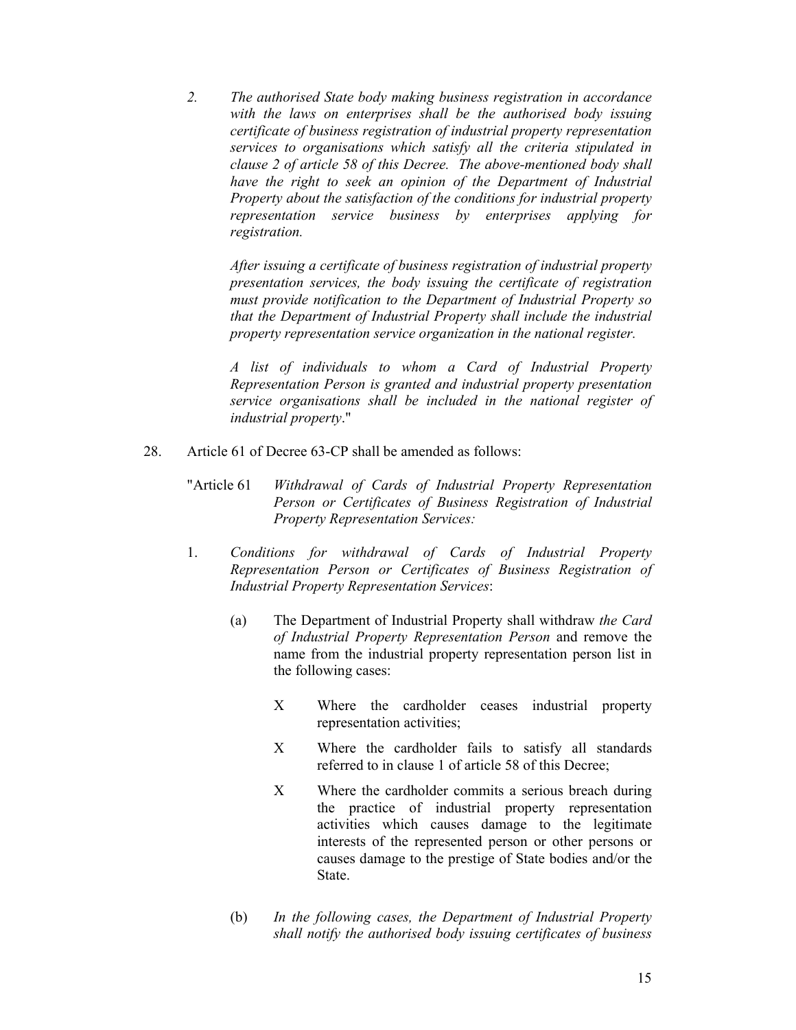*2. The authorised State body making business registration in accordance with the laws on enterprises shall be the authorised body issuing certificate of business registration of industrial property representation services to organisations which satisfy all the criteria stipulated in clause 2 of article 58 of this Decree. The above-mentioned body shall have the right to seek an opinion of the Department of Industrial Property about the satisfaction of the conditions for industrial property representation service business by enterprises applying for registration.*

*After issuing a certificate of business registration of industrial property presentation services, the body issuing the certificate of registration must provide notification to the Department of Industrial Property so that the Department of Industrial Property shall include the industrial property representation service organization in the national register.*

*A list of individuals to whom a Card of Industrial Property Representation Person is granted and industrial property presentation service organisations shall be included in the national register of industrial property*."

28. Article 61 of Decree 63-CP shall be amended as follows:

"Article 61 *Withdrawal of Cards of Industrial Property Representation Person or Certificates of Business Registration of Industrial Property Representation Services:*

1. *Conditions for withdrawal of Cards of Industrial Property Representation Person or Certificates of Business Registration of Industrial Property Representation Services*:

   (a) The Department of Industrial Property shall withdraw *the Card of Industrial Property Representation Person* and remove the name from the industrial property representation person list in the following cases:

   - Where the cardholder ceases industrial property representation activities;
   - Where the cardholder fails to satisfy all standards referred to in clause 1 of article 58 of this Decree;
   - Where the cardholder commits a serious breach during the practice of industrial property representation activities which causes damage to the legitimate interests of the represented person or other persons or causes damage to the prestige of State bodies and/or the State.

   (b) *In the following cases, the Department of Industrial Property shall notify the authorised body issuing certificates of business*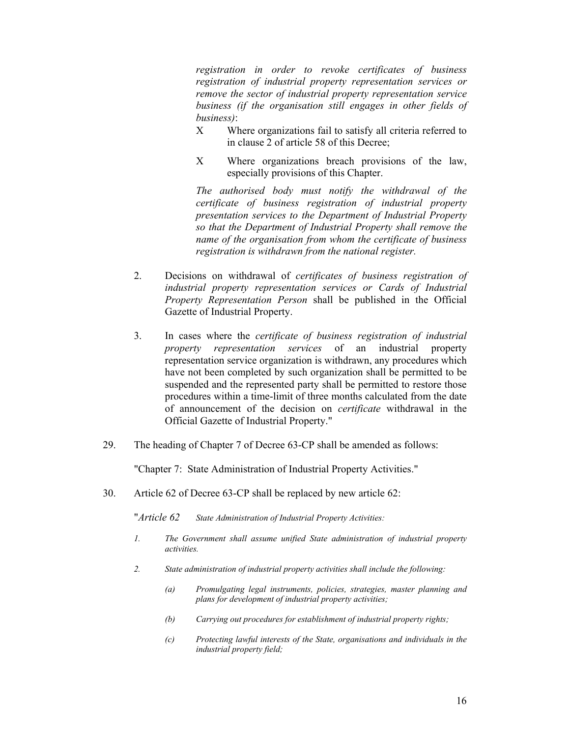*registration in order to revoke certificates of business registration of industrial property representation services or remove the sector of industrial property representation service business (if the organisation still engages in other fields of business)*:

- X Where organizations fail to satisfy all criteria referred to in clause 2 of article 58 of this Decree;
- X Where organizations breach provisions of the law, especially provisions of this Chapter.

*The authorised body must notify the withdrawal of the certificate of business registration of industrial property presentation services to the Department of Industrial Property so that the Department of Industrial Property shall remove the name of the organisation from whom the certificate of business registration is withdrawn from the national register.*

2. Decisions on withdrawal of *certificates of business registration of industrial property representation services or Cards of Industrial Property Representation Person* shall be published in the Official Gazette of Industrial Property.

3. In cases where the *certificate of business registration of industrial property representation services* of an industrial property representation service organization is withdrawn, any procedures which have not been completed by such organization shall be permitted to be suspended and the represented party shall be permitted to restore those procedures within a time-limit of three months calculated from the date of announcement of the decision on *certificate* withdrawal in the Official Gazette of Industrial Property."

29. The heading of Chapter 7 of Decree 63-CP shall be amended as follows:

"Chapter 7: State Administration of Industrial Property Activities."

30. Article 62 of Decree 63-CP shall be replaced by new article 62:

"*Article 62* *State Administration of Industrial Property Activities:*

*1. The Government shall assume unified State administration of industrial property activities.*

*2. State administration of industrial property activities shall include the following:*

*(a) Promulgating legal instruments, policies, strategies, master planning and plans for development of industrial property activities;*

*(b) Carrying out procedures for establishment of industrial property rights;*

*(c) Protecting lawful interests of the State, organisations and individuals in the industrial property field;*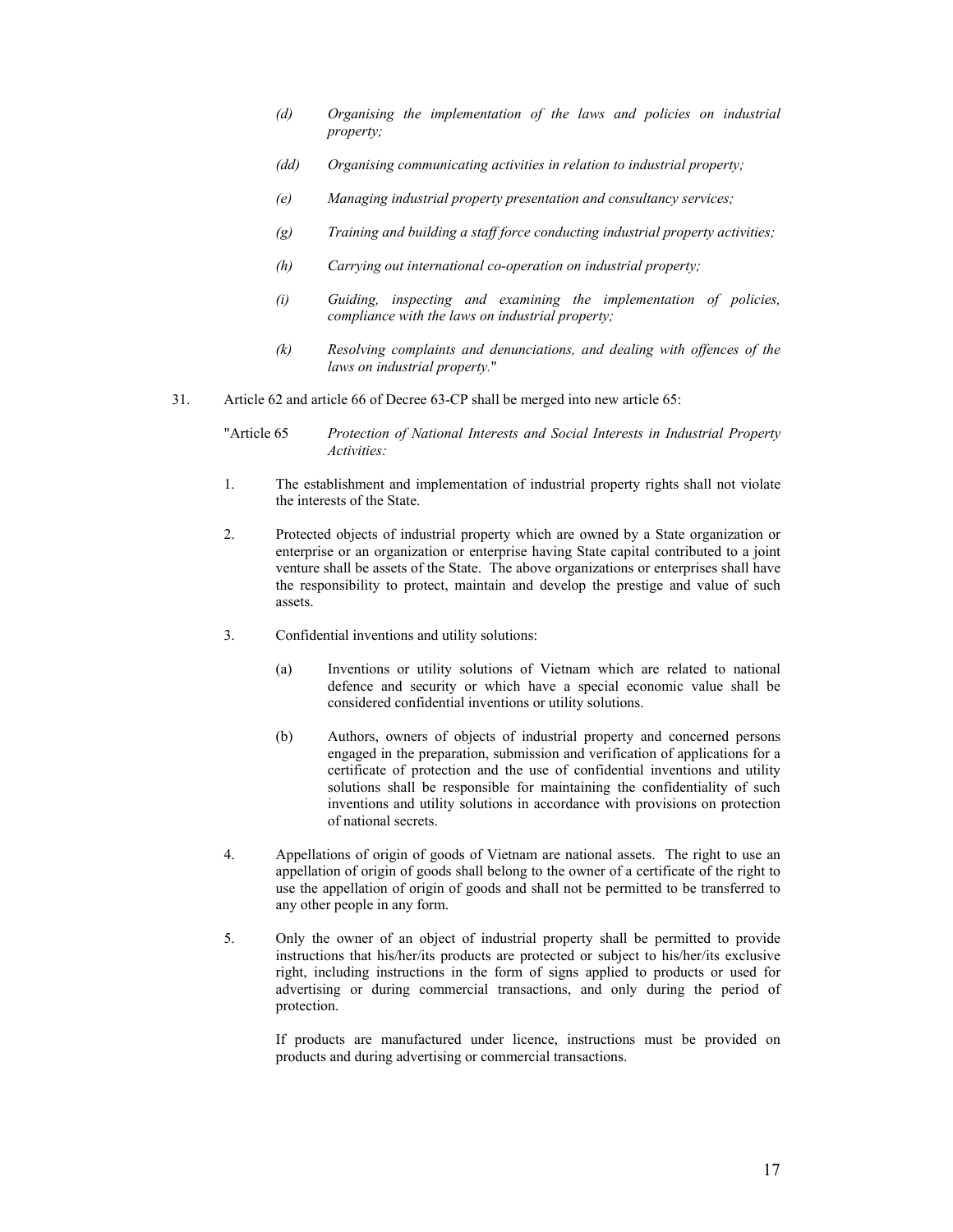(d) *Organising the implementation of the laws and policies on industrial property;*

(dd) *Organising communicating activities in relation to industrial property;*

(e) *Managing industrial property presentation and consultancy services;*

(g) *Training and building a staff force conducting industrial property activities;*

(h) *Carrying out international co-operation on industrial property;*

(i) *Guiding, inspecting and examining the implementation of policies, compliance with the laws on industrial property;*

(k) *Resolving complaints and denunciations, and dealing with offences of the laws on industrial property.*"

31. Article 62 and article 66 of Decree 63-CP shall be merged into new article 65:

"Article 65 *Protection of National Interests and Social Interests in Industrial Property Activities:*

1. The establishment and implementation of industrial property rights shall not violate the interests of the State.

2. Protected objects of industrial property which are owned by a State organization or enterprise or an organization or enterprise having State capital contributed to a joint venture shall be assets of the State. The above organizations or enterprises shall have the responsibility to protect, maintain and develop the prestige and value of such assets.

3. Confidential inventions and utility solutions:

   (a) Inventions or utility solutions of Vietnam which are related to national defence and security or which have a special economic value shall be considered confidential inventions or utility solutions.

   (b) Authors, owners of objects of industrial property and concerned persons engaged in the preparation, submission and verification of applications for a certificate of protection and the use of confidential inventions and utility solutions shall be responsible for maintaining the confidentiality of such inventions and utility solutions in accordance with provisions on protection of national secrets.

4. Appellations of origin of goods of Vietnam are national assets. The right to use an appellation of origin of goods shall belong to the owner of a certificate of the right to use the appellation of origin of goods and shall not be permitted to be transferred to any other people in any form.

5. Only the owner of an object of industrial property shall be permitted to provide instructions that his/her/its products are protected or subject to his/her/its exclusive right, including instructions in the form of signs applied to products or used for advertising or during commercial transactions, and only during the period of protection.

   If products are manufactured under licence, instructions must be provided on products and during advertising or commercial transactions.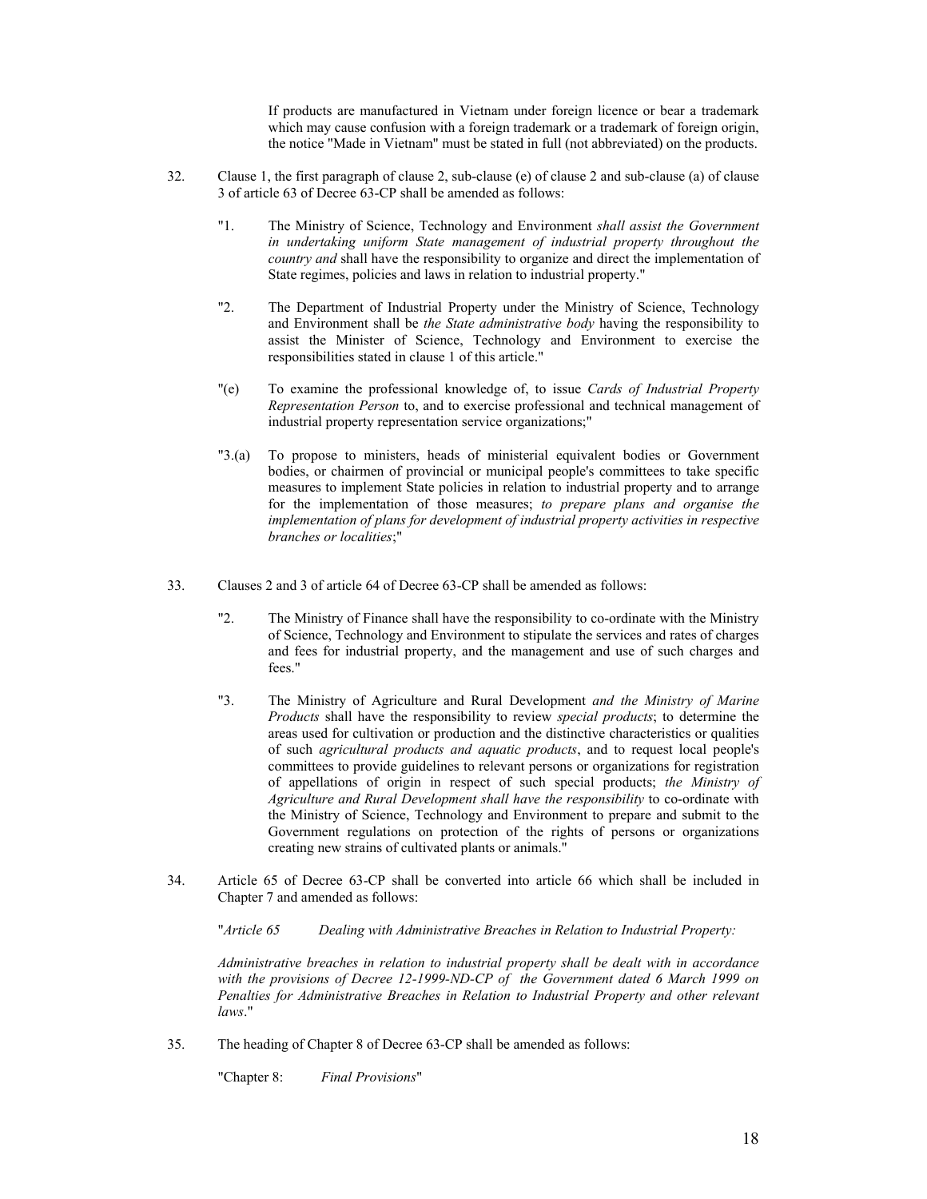If products are manufactured in Vietnam under foreign licence or bear a trademark which may cause confusion with a foreign trademark or a trademark of foreign origin, the notice "Made in Vietnam" must be stated in full (not abbreviated) on the products.

32. Clause 1, the first paragraph of clause 2, sub-clause (e) of clause 2 and sub-clause (a) of clause 3 of article 63 of Decree 63-CP shall be amended as follows:

    "1. The Ministry of Science, Technology and Environment *shall assist the Government in undertaking uniform State management of industrial property throughout the country and* shall have the responsibility to organize and direct the implementation of State regimes, policies and laws in relation to industrial property."

    "2. The Department of Industrial Property under the Ministry of Science, Technology and Environment shall be *the State administrative body* having the responsibility to assist the Minister of Science, Technology and Environment to exercise the responsibilities stated in clause 1 of this article."

    "(e) To examine the professional knowledge of, to issue *Cards of Industrial Property Representation Person* to, and to exercise professional and technical management of industrial property representation service organizations;"

    "3.(a) To propose to ministers, heads of ministerial equivalent bodies or Government bodies, or chairmen of provincial or municipal people's committees to take specific measures to implement State policies in relation to industrial property and to arrange for the implementation of those measures; *to prepare plans and organise the implementation of plans for development of industrial property activities in respective branches or localities*;"

33. Clauses 2 and 3 of article 64 of Decree 63-CP shall be amended as follows:

    "2. The Ministry of Finance shall have the responsibility to co-ordinate with the Ministry of Science, Technology and Environment to stipulate the services and rates of charges and fees for industrial property, and the management and use of such charges and fees."

    "3. The Ministry of Agriculture and Rural Development *and the Ministry of Marine Products* shall have the responsibility to review *special products*; to determine the areas used for cultivation or production and the distinctive characteristics or qualities of such *agricultural products and aquatic products*, and to request local people's committees to provide guidelines to relevant persons or organizations for registration of appellations of origin in respect of such special products; *the Ministry of Agriculture and Rural Development shall have the responsibility* to co-ordinate with the Ministry of Science, Technology and Environment to prepare and submit to the Government regulations on protection of the rights of persons or organizations creating new strains of cultivated plants or animals."

34. Article 65 of Decree 63-CP shall be converted into article 66 which shall be included in Chapter 7 and amended as follows:

    "*Article 65 Dealing with Administrative Breaches in Relation to Industrial Property:*

    *Administrative breaches in relation to industrial property shall be dealt with in accordance with the provisions of Decree 12-1999-ND-CP of the Government dated 6 March 1999 on Penalties for Administrative Breaches in Relation to Industrial Property and other relevant laws*."

35. The heading of Chapter 8 of Decree 63-CP shall be amended as follows:

    "Chapter 8: *Final Provisions*"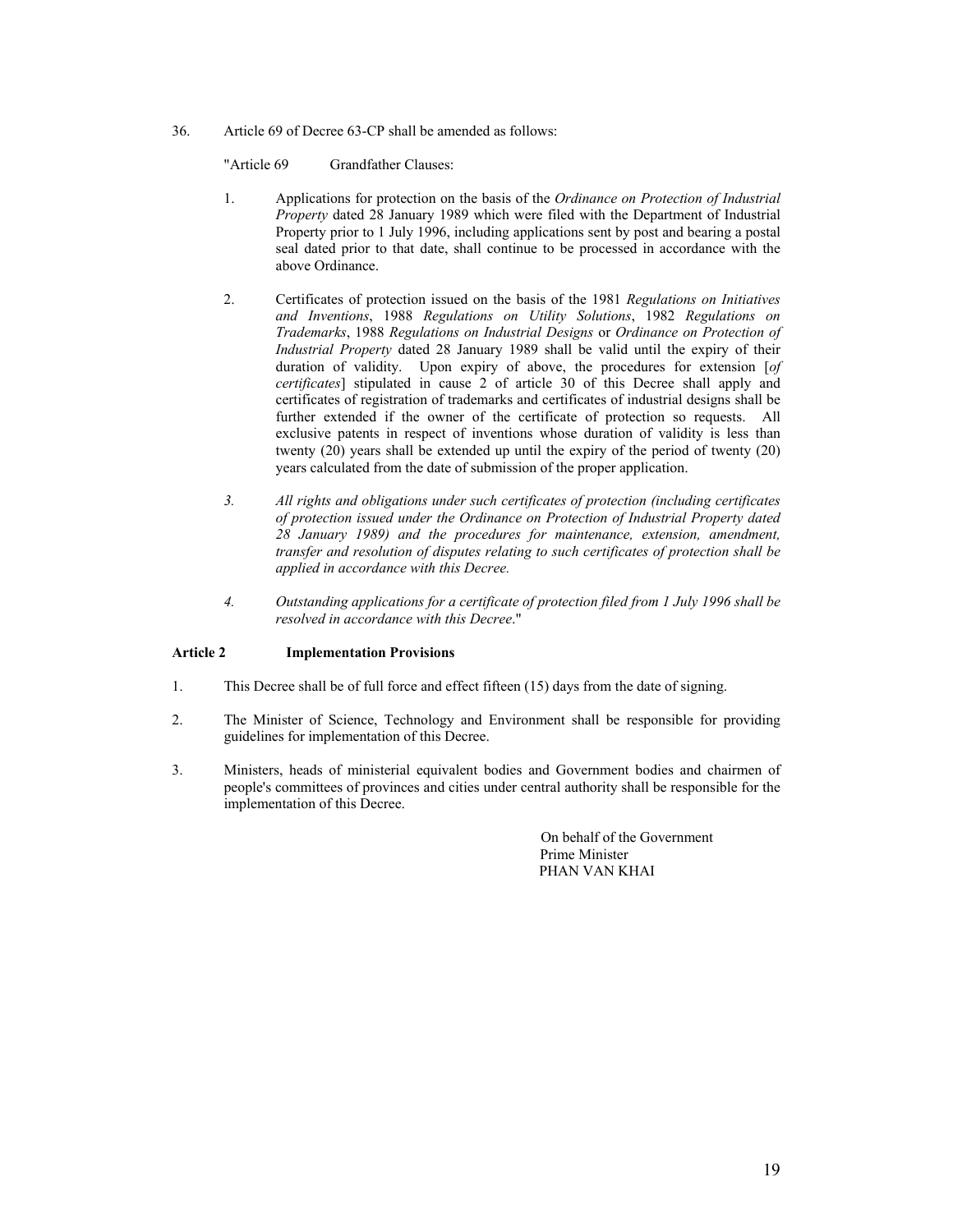36. Article 69 of Decree 63-CP shall be amended as follows:

"Article 69 Grandfather Clauses:

1. Applications for protection on the basis of the *Ordinance on Protection of Industrial Property* dated 28 January 1989 which were filed with the Department of Industrial Property prior to 1 July 1996, including applications sent by post and bearing a postal seal dated prior to that date, shall continue to be processed in accordance with the above Ordinance.

2. Certificates of protection issued on the basis of the 1981 *Regulations on Initiatives and Inventions*, 1988 *Regulations on Utility Solutions*, 1982 *Regulations on Trademarks*, 1988 *Regulations on Industrial Designs* or *Ordinance on Protection of Industrial Property* dated 28 January 1989 shall be valid until the expiry of their duration of validity. Upon expiry of above, the procedures for extension [*of certificates*] stipulated in cause 2 of article 30 of this Decree shall apply and certificates of registration of trademarks and certificates of industrial designs shall be further extended if the owner of the certificate of protection so requests. All exclusive patents in respect of inventions whose duration of validity is less than twenty (20) years shall be extended up until the expiry of the period of twenty (20) years calculated from the date of submission of the proper application.

*3. All rights and obligations under such certificates of protection (including certificates of protection issued under the Ordinance on Protection of Industrial Property dated 28 January 1989) and the procedures for maintenance, extension, amendment, transfer and resolution of disputes relating to such certificates of protection shall be applied in accordance with this Decree.*

*4. Outstanding applications for a certificate of protection filed from 1 July 1996 shall be resolved in accordance with this Decree*."

**Article 2 Implementation Provisions**

1. This Decree shall be of full force and effect fifteen (15) days from the date of signing.

2. The Minister of Science, Technology and Environment shall be responsible for providing guidelines for implementation of this Decree.

3. Ministers, heads of ministerial equivalent bodies and Government bodies and chairmen of people's committees of provinces and cities under central authority shall be responsible for the implementation of this Decree.

On behalf of the Government
Prime Minister
PHAN VAN KHAI